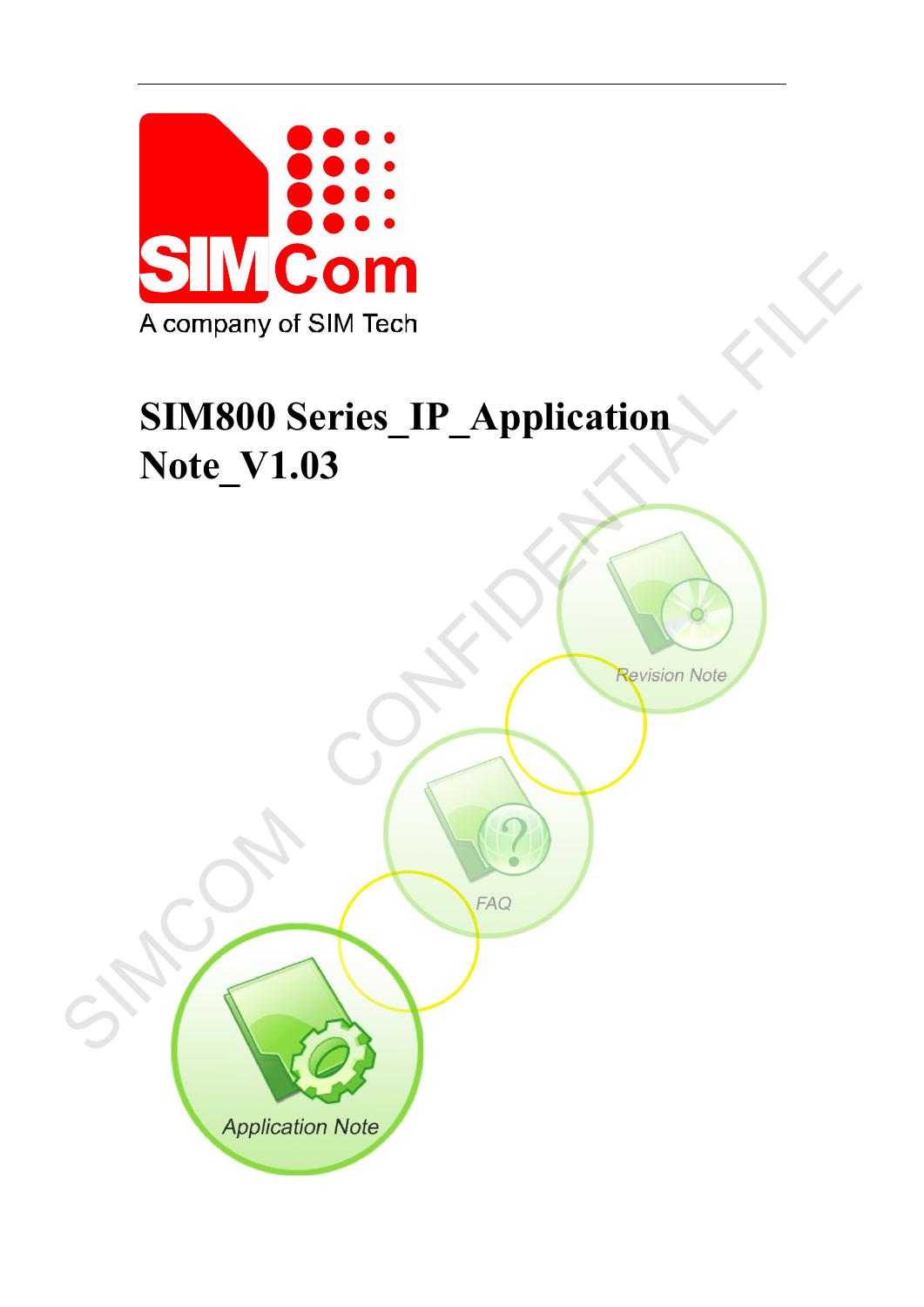# SIM800 Series_IP_Application Note_V1.03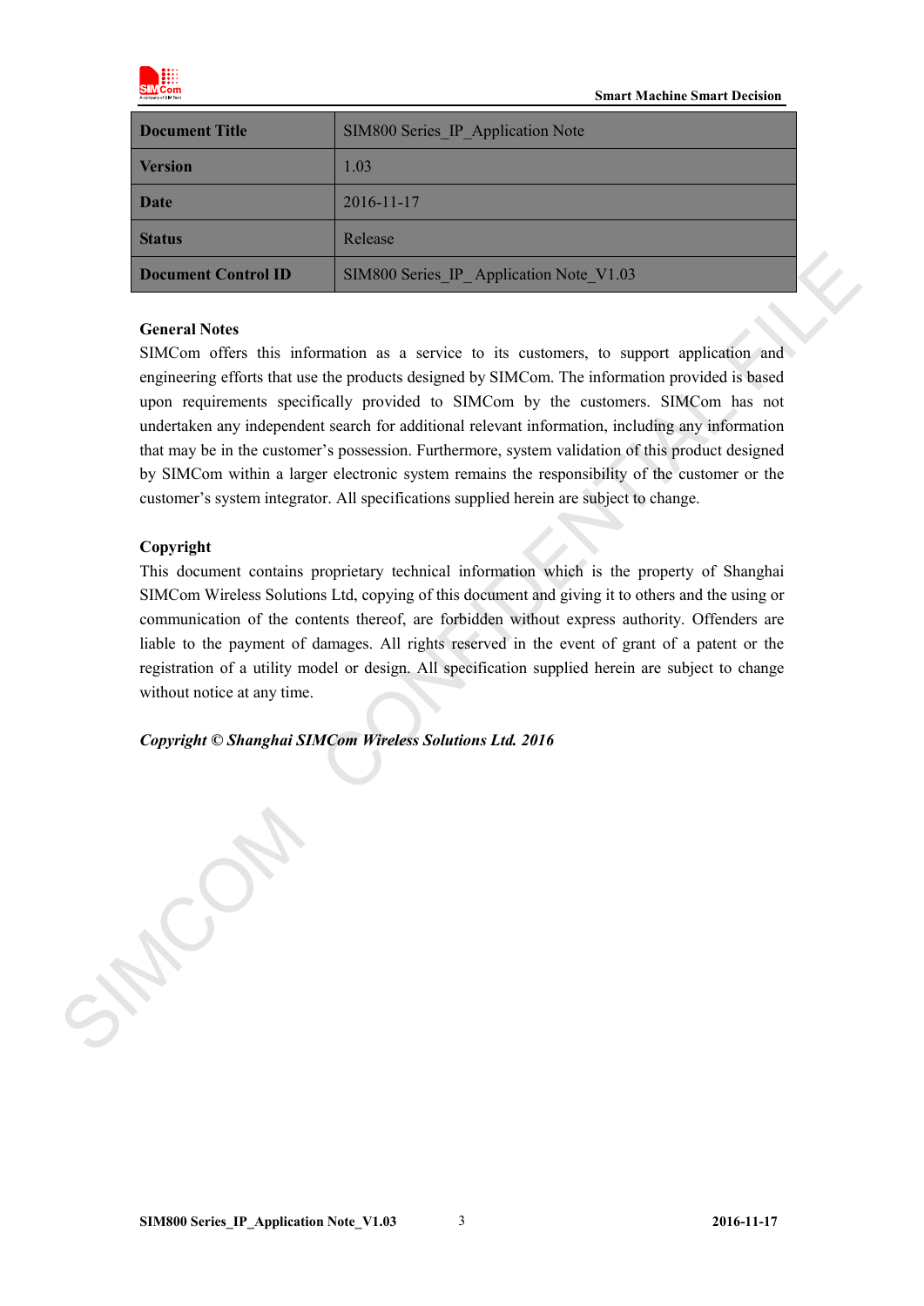| Document Title | SIM800 Series_IP_Application Note |
|---|---|
| Version | 1.03 |
| Date | 2016-11-17 |
| Status | Release |
| Document Control ID | SIM800 Series_IP_ Application Note_V1.03 |

**General Notes**

SIMCom offers this information as a service to its customers, to support application and engineering efforts that use the products designed by SIMCom. The information provided is based upon requirements specifically provided to SIMCom by the customers. SIMCom has not undertaken any independent search for additional relevant information, including any information that may be in the customer's possession. Furthermore, system validation of this product designed by SIMCom within a larger electronic system remains the responsibility of the customer or the customer's system integrator. All specifications supplied herein are subject to change.

**Copyright**

This document contains proprietary technical information which is the property of Shanghai SIMCom Wireless Solutions Ltd, copying of this document and giving it to others and the using or communication of the contents thereof, are forbidden without express authority. Offenders are liable to the payment of damages. All rights reserved in the event of grant of a patent or the registration of a utility model or design. All specification supplied herein are subject to change without notice at any time.

***Copyright © Shanghai SIMCom Wireless Solutions Ltd. 2016***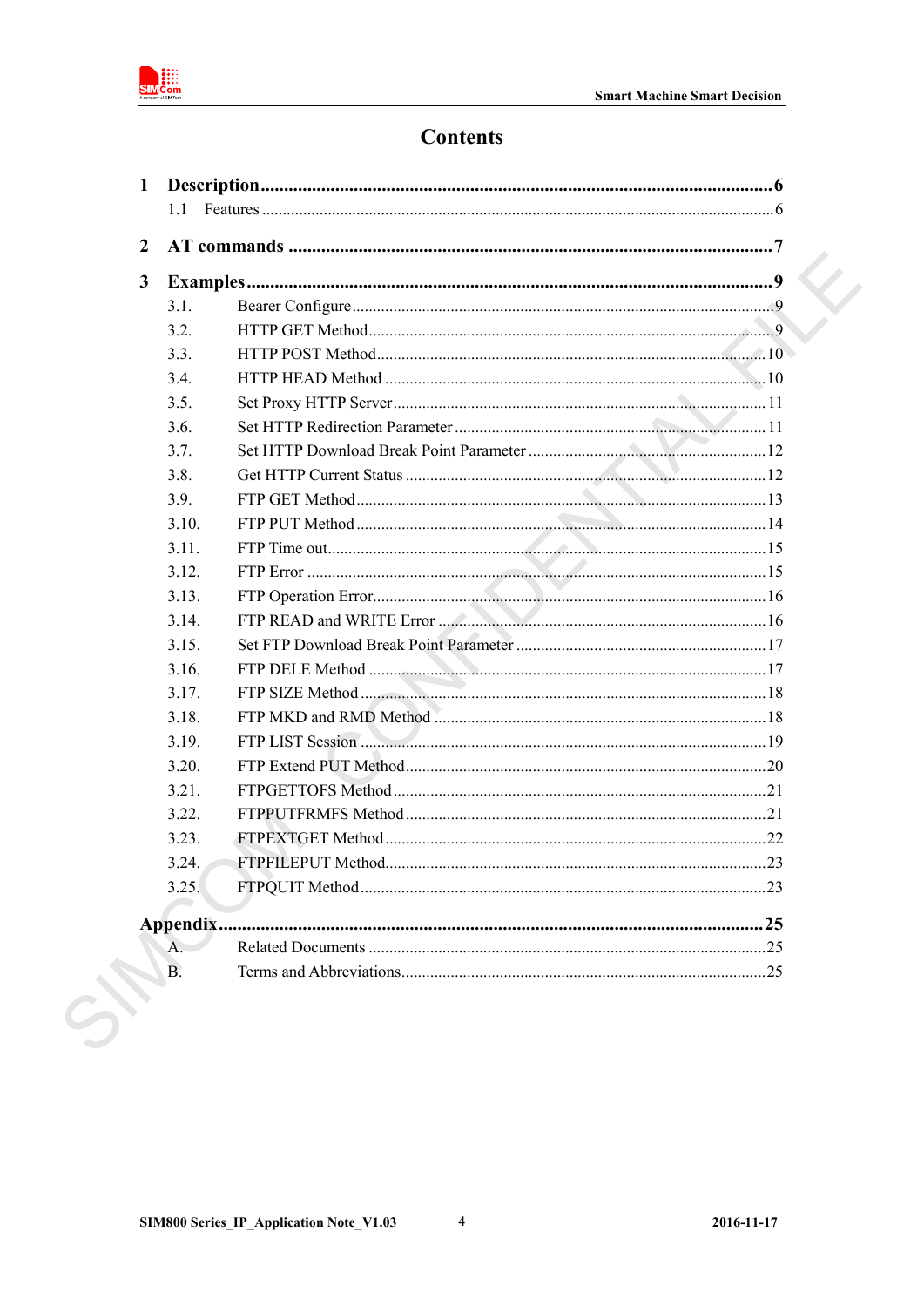# Contents

1 Description ..................................................... 6
  1.1 Features ..................................................... 6

2 AT commands ..................................................... 7

3 Examples ..................................................... 9
  3.1. Bearer Configure ..................................................... 9
  3.2. HTTP GET Method ..................................................... 9
  3.3. HTTP POST Method ..................................................... 10
  3.4. HTTP HEAD Method ..................................................... 10
  3.5. Set Proxy HTTP Server ..................................................... 11
  3.6. Set HTTP Redirection Parameter ..................................................... 11
  3.7. Set HTTP Download Break Point Parameter ..................................................... 12
  3.8. Get HTTP Current Status ..................................................... 12
  3.9. FTP GET Method ..................................................... 13
  3.10. FTP PUT Method ..................................................... 14
  3.11. FTP Time out ..................................................... 15
  3.12. FTP Error ..................................................... 15
  3.13. FTP Operation Error ..................................................... 16
  3.14. FTP READ and WRITE Error ..................................................... 16
  3.15. Set FTP Download Break Point Parameter ..................................................... 17
  3.16. FTP DELE Method ..................................................... 17
  3.17. FTP SIZE Method ..................................................... 18
  3.18. FTP MKD and RMD Method ..................................................... 18
  3.19. FTP LIST Session ..................................................... 19
  3.20. FTP Extend PUT Method ..................................................... 20
  3.21. FTPGETTOFS Method ..................................................... 21
  3.22. FTPPUTFRMFS Method ..................................................... 21
  3.23. FTPEXTGET Method ..................................................... 22
  3.24. FTPFILEPUT Method ..................................................... 23
  3.25. FTPQUIT Method ..................................................... 23

Appendix ..................................................... 25
  A. Related Documents ..................................................... 25
  B. Terms and Abbreviations ..................................................... 25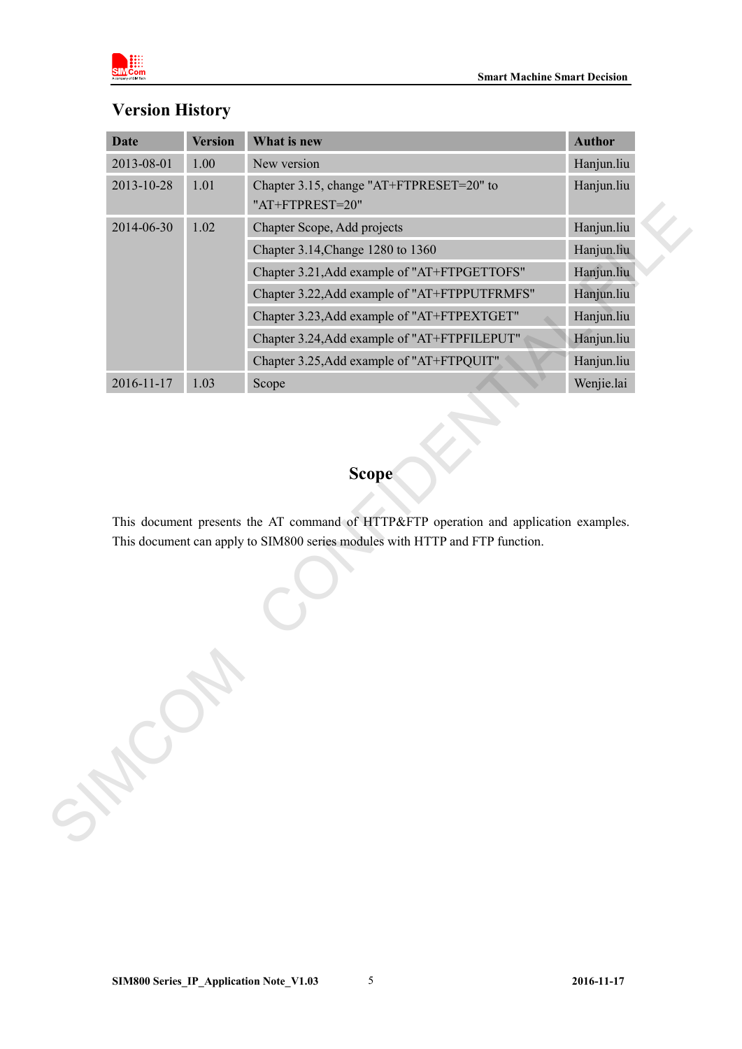## Version History

| Date | Version | What is new | Author |
| --- | --- | --- | --- |
| 2013-08-01 | 1.00 | New version | Hanjun.liu |
| 2013-10-28 | 1.01 | Chapter 3.15, change "AT+FTPRESET=20" to "AT+FTPREST=20" | Hanjun.liu |
| 2014-06-30 | 1.02 | Chapter Scope, Add projects | Hanjun.liu |
| | | Chapter 3.14,Change 1280 to 1360 | Hanjun.liu |
| | | Chapter 3.21,Add example of "AT+FTPGETTOFS" | Hanjun.liu |
| | | Chapter 3.22,Add example of "AT+FTPPUTFRMFS" | Hanjun.liu |
| | | Chapter 3.23,Add example of "AT+FTPEXTGET" | Hanjun.liu |
| | | Chapter 3.24,Add example of "AT+FTPFILEPUT" | Hanjun.liu |
| | | Chapter 3.25,Add example of "AT+FTPQUIT" | Hanjun.liu |
| 2016-11-17 | 1.03 | Scope | Wenjie.lai |

## Scope

This document presents the AT command of HTTP&FTP operation and application examples. This document can apply to SIM800 series modules with HTTP and FTP function.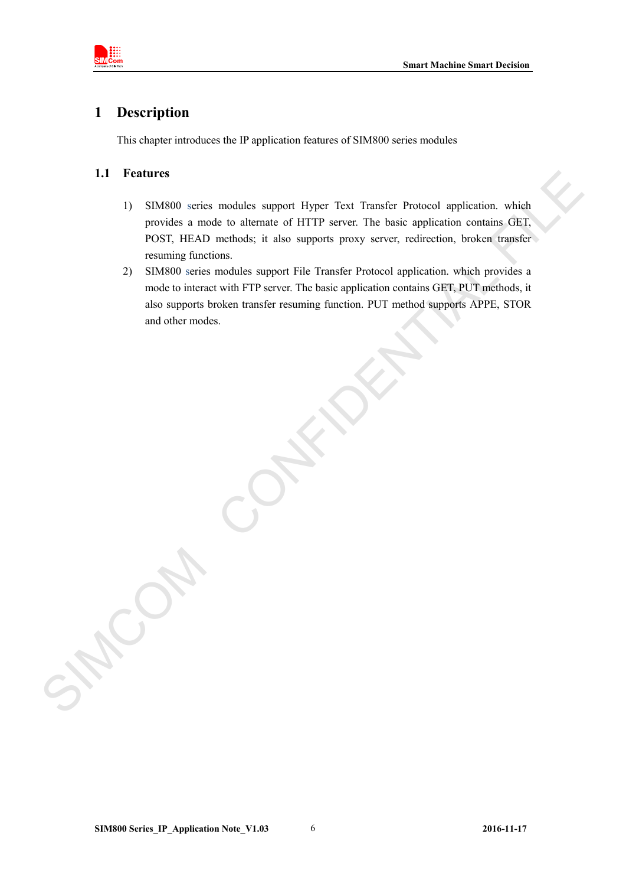# 1 Description

This chapter introduces the IP application features of SIM800 series modules

## 1.1 Features

1) SIM800 series modules support Hyper Text Transfer Protocol application. which provides a mode to alternate of HTTP server. The basic application contains GET, POST, HEAD methods; it also supports proxy server, redirection, broken transfer resuming functions.
2) SIM800 series modules support File Transfer Protocol application. which provides a mode to interact with FTP server. The basic application contains GET, PUT methods, it also supports broken transfer resuming function. PUT method supports APPE, STOR and other modes.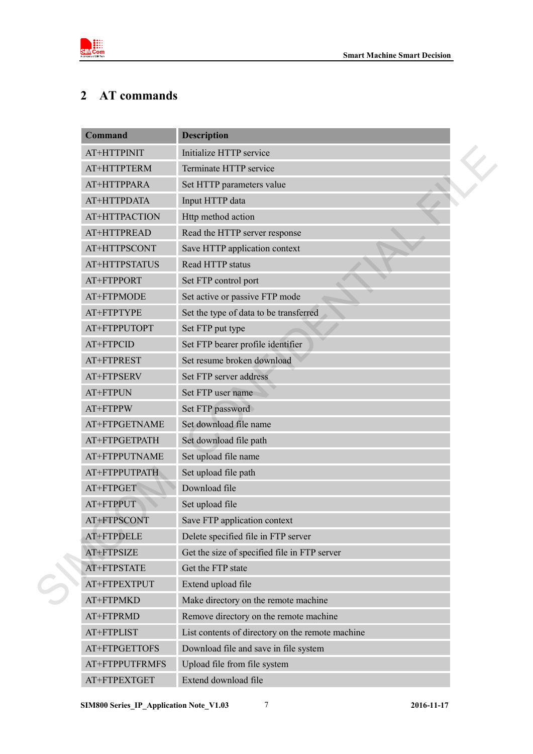# 2 AT commands

| Command | Description |
|---|---|
| AT+HTTPINIT | Initialize HTTP service |
| AT+HTTPTERM | Terminate HTTP service |
| AT+HTTPPARA | Set HTTP parameters value |
| AT+HTTPDATA | Input HTTP data |
| AT+HTTPACTION | Http method action |
| AT+HTTPREAD | Read the HTTP server response |
| AT+HTTPSCONT | Save HTTP application context |
| AT+HTTPSTATUS | Read HTTP status |
| AT+FTPPORT | Set FTP control port |
| AT+FTPMODE | Set active or passive FTP mode |
| AT+FTPTYPE | Set the type of data to be transferred |
| AT+FTPPUTOPT | Set FTP put type |
| AT+FTPCID | Set FTP bearer profile identifier |
| AT+FTPREST | Set resume broken download |
| AT+FTPSERV | Set FTP server address |
| AT+FTPUN | Set FTP user name |
| AT+FTPPW | Set FTP password |
| AT+FTPGETNAME | Set download file name |
| AT+FTPGETPATH | Set download file path |
| AT+FTPPUTNAME | Set upload file name |
| AT+FTPPUTPATH | Set upload file path |
| AT+FTPGET | Download file |
| AT+FTPPUT | Set upload file |
| AT+FTPSCONT | Save FTP application context |
| AT+FTPDELE | Delete specified file in FTP server |
| AT+FTPSIZE | Get the size of specified file in FTP server |
| AT+FTPSTATE | Get the FTP state |
| AT+FTPEXTPUT | Extend upload file |
| AT+FTPMKD | Make directory on the remote machine |
| AT+FTPRMD | Remove directory on the remote machine |
| AT+FTPLIST | List contents of directory on the remote machine |
| AT+FTPGETTOFS | Download file and save in file system |
| AT+FTPPUTFRMFS | Upload file from file system |
| AT+FTPEXTGET | Extend download file |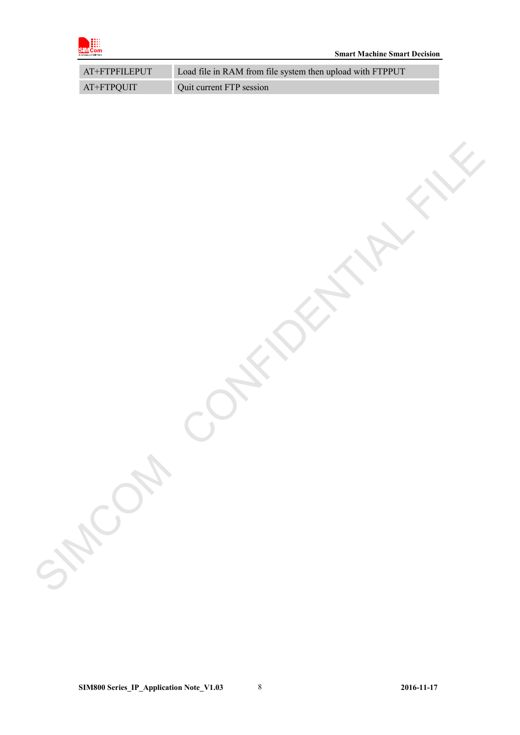| AT+FTPFILEPUT | Load file in RAM from file system then upload with FTPPUT |
| --- | --- |
| AT+FTPQUIT | Quit current FTP session |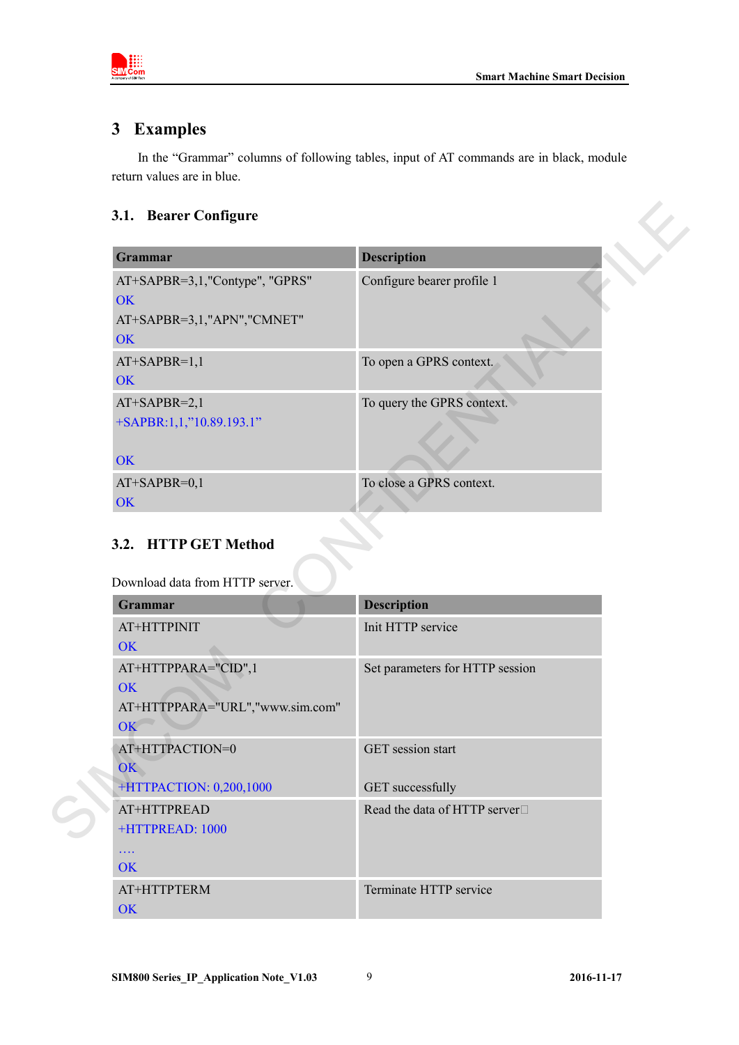# 3 Examples

In the "Grammar" columns of following tables, input of AT commands are in black, module return values are in blue.

## 3.1. Bearer Configure

| Grammar | Description |
|---|---|
| AT+SAPBR=3,1,"Contype", "GPRS"<br>OK<br>AT+SAPBR=3,1,"APN","CMNET"<br>OK | Configure bearer profile 1 |
| AT+SAPBR=1,1<br>OK | To open a GPRS context. |
| AT+SAPBR=2,1<br>+SAPBR:1,1,"10.89.193.1"<br><br>OK | To query the GPRS context. |
| AT+SAPBR=0,1<br>OK | To close a GPRS context. |

## 3.2. HTTP GET Method

Download data from HTTP server.

| Grammar | Description |
|---|---|
| AT+HTTPINIT<br>OK | Init HTTP service |
| AT+HTTPPARA="CID",1<br>OK<br>AT+HTTPPARA="URL","www.sim.com"<br>OK | Set parameters for HTTP session |
| AT+HTTPACTION=0<br>OK<br>+HTTPACTION: 0,200,1000 | GET session start<br><br>GET successfully |
| AT+HTTPREAD<br>+HTTPREAD: 1000<br>….<br>OK | Read the data of HTTP server |
| AT+HTTPTERM<br>OK | Terminate HTTP service |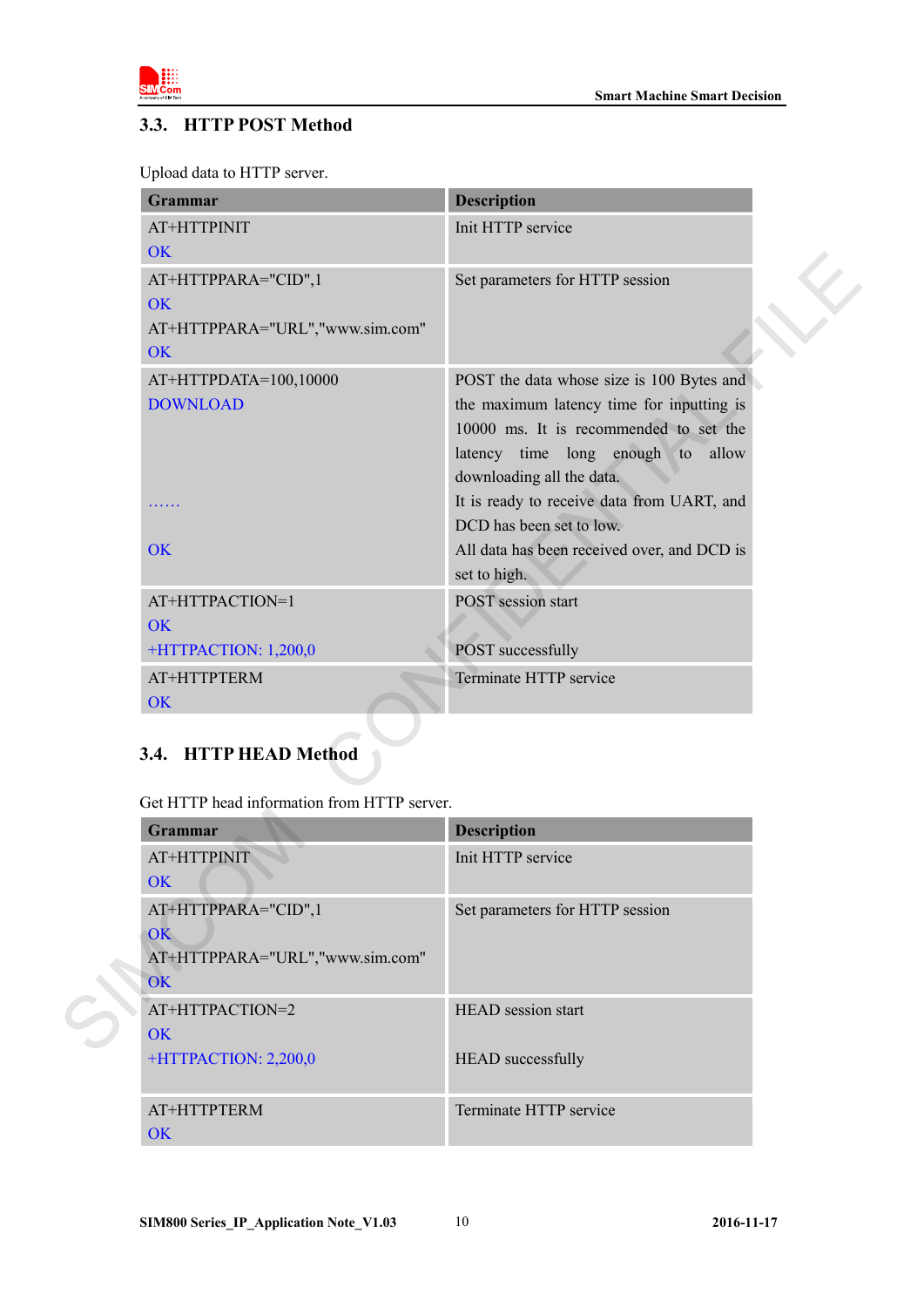### 3.3. HTTP POST Method

Upload data to HTTP server.

| Grammar | Description |
| --- | --- |
| AT+HTTPINIT<br>OK | Init HTTP service |
| AT+HTTPPARA="CID",1<br>OK<br>AT+HTTPPARA="URL","www.sim.com"<br>OK | Set parameters for HTTP session |
| AT+HTTPDATA=100,10000<br>DOWNLOAD<br><br>……<br><br>OK | POST the data whose size is 100 Bytes and the maximum latency time for inputting is 10000 ms. It is recommended to set the latency time long enough to allow downloading all the data.<br>It is ready to receive data from UART, and DCD has been set to low.<br>All data has been received over, and DCD is set to high. |
| AT+HTTPACTION=1<br>OK<br>+HTTPACTION: 1,200,0 | POST session start<br><br>POST successfully |
| AT+HTTPTERM<br>OK | Terminate HTTP service |

### 3.4. HTTP HEAD Method

Get HTTP head information from HTTP server.

| Grammar | Description |
| --- | --- |
| AT+HTTPINIT<br>OK | Init HTTP service |
| AT+HTTPPARA="CID",1<br>OK<br>AT+HTTPPARA="URL","www.sim.com"<br>OK | Set parameters for HTTP session |
| AT+HTTPACTION=2<br>OK<br>+HTTPACTION: 2,200,0 | HEAD session start<br><br>HEAD successfully |
| AT+HTTPTERM<br>OK | Terminate HTTP service |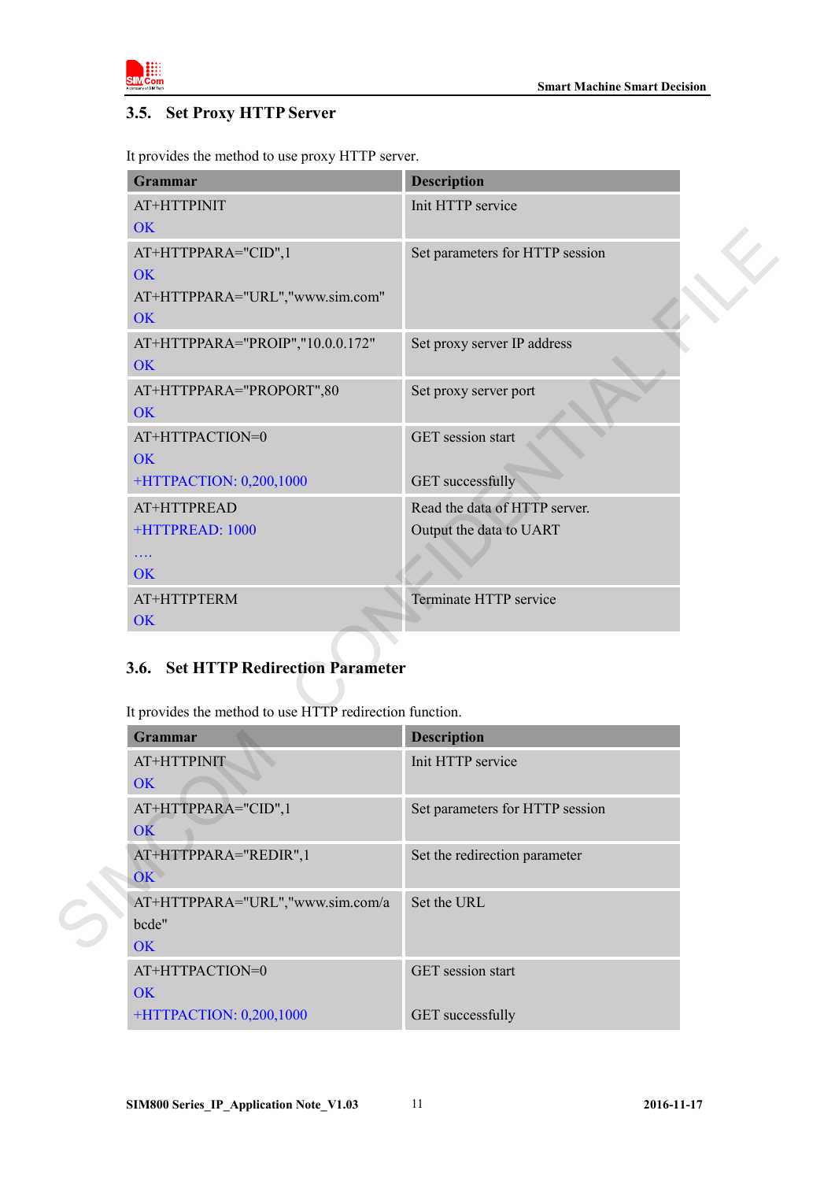## 3.5. Set Proxy HTTP Server

It provides the method to use proxy HTTP server.

| Grammar | Description |
|---|---|
| AT+HTTPINIT<br>OK | Init HTTP service |
| AT+HTTPPARA="CID",1<br>OK<br>AT+HTTPPARA="URL","www.sim.com"<br>OK | Set parameters for HTTP session |
| AT+HTTPPARA="PROIP","10.0.0.172"<br>OK | Set proxy server IP address |
| AT+HTTPPARA="PROPORT",80<br>OK | Set proxy server port |
| AT+HTTPACTION=0<br>OK<br>+HTTPACTION: 0,200,1000 | GET session start<br><br>GET successfully |
| AT+HTTPREAD<br>+HTTPREAD: 1000<br>….<br>OK | Read the data of HTTP server.<br>Output the data to UART |
| AT+HTTPTERM<br>OK | Terminate HTTP service |

## 3.6. Set HTTP Redirection Parameter

It provides the method to use HTTP redirection function.

| Grammar | Description |
|---|---|
| AT+HTTPINIT<br>OK | Init HTTP service |
| AT+HTTPPARA="CID",1<br>OK | Set parameters for HTTP session |
| AT+HTTPPARA="REDIR",1<br>OK | Set the redirection parameter |
| AT+HTTPPARA="URL","www.sim.com/abcde"<br>OK | Set the URL |
| AT+HTTPACTION=0<br>OK<br>+HTTPACTION: 0,200,1000 | GET session start<br><br>GET successfully |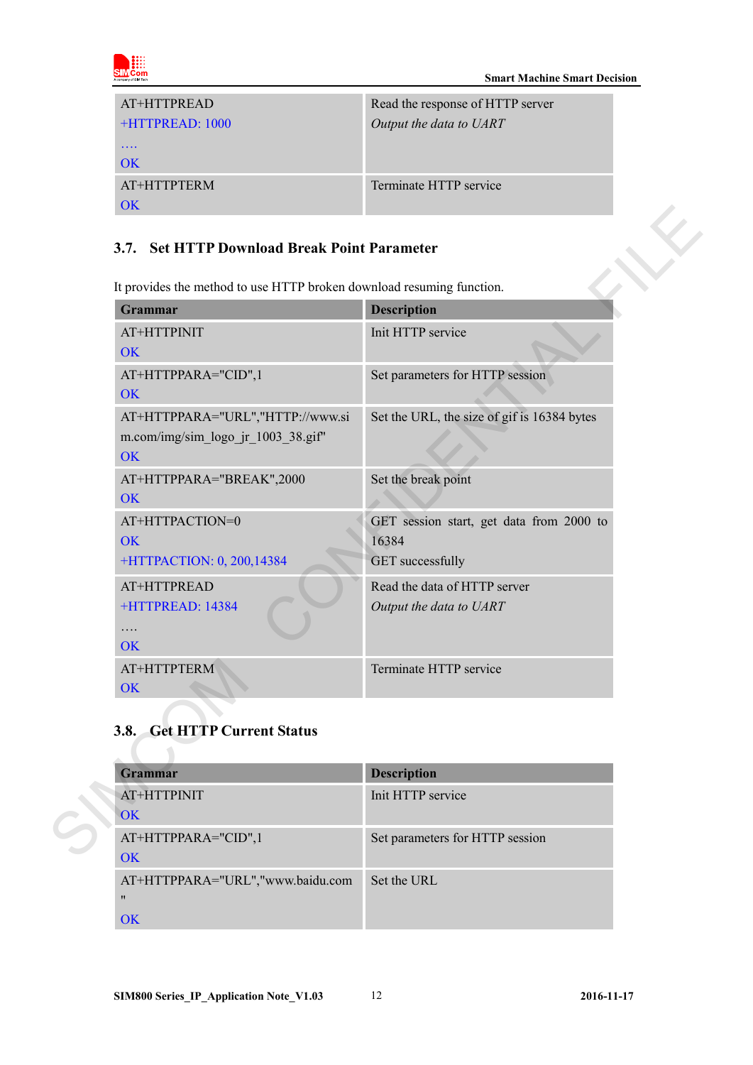| | |
|---|---|
| AT+HTTPREAD<br>+HTTPREAD: 1000<br>….<br>OK | Read the response of HTTP server<br>*Output the data to UART* |
| AT+HTTPTERM<br>OK | Terminate HTTP service |

### 3.7. Set HTTP Download Break Point Parameter

It provides the method to use HTTP broken download resuming function.

| Grammar | Description |
|---|---|
| AT+HTTPINIT<br>OK | Init HTTP service |
| AT+HTTPPARA="CID",1<br>OK | Set parameters for HTTP session |
| AT+HTTPPARA="URL","HTTP://www.sim.com/img/sim_logo_jr_1003_38.gif"<br>OK | Set the URL, the size of gif is 16384 bytes |
| AT+HTTPPARA="BREAK",2000<br>OK | Set the break point |
| AT+HTTPACTION=0<br>OK<br>+HTTPACTION: 0, 200,14384 | GET session start, get data from 2000 to 16384<br>GET successfully |
| AT+HTTPREAD<br>+HTTPREAD: 14384<br>….<br>OK | Read the data of HTTP server<br>*Output the data to UART* |
| AT+HTTPTERM<br>OK | Terminate HTTP service |

### 3.8. Get HTTP Current Status

| Grammar | Description |
|---|---|
| AT+HTTPINIT<br>OK | Init HTTP service |
| AT+HTTPPARA="CID",1<br>OK | Set parameters for HTTP session |
| AT+HTTPPARA="URL","www.baidu.com"<br>OK | Set the URL |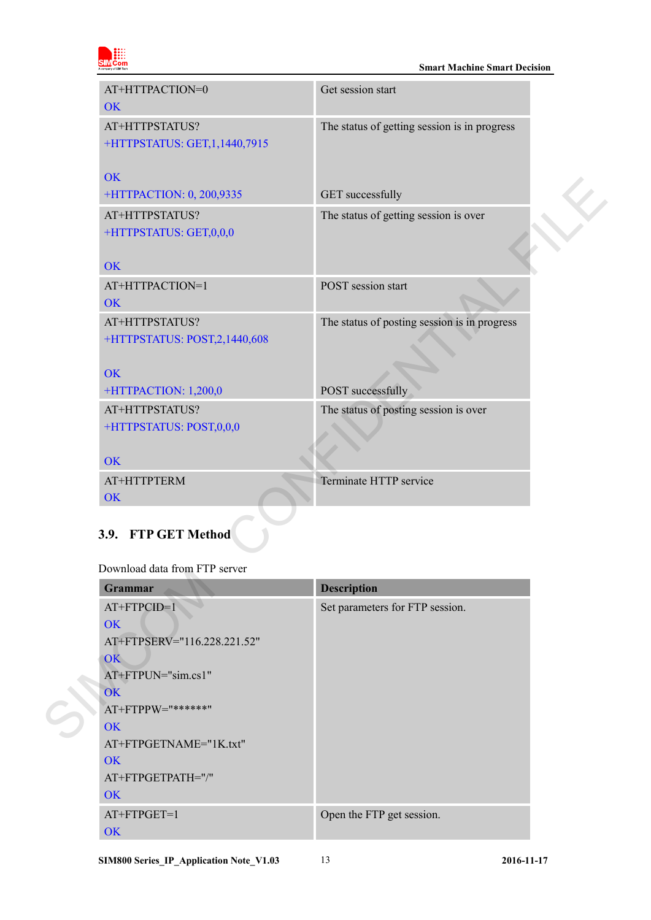| | |
|---|---|
| AT+HTTPACTION=0<br>OK | Get session start |
| AT+HTTPSTATUS?<br>+HTTPSTATUS: GET,1,1440,7915<br><br>OK<br>+HTTPACTION: 0, 200,9335 | The status of getting session is in progress<br><br><br>GET successfully |
| AT+HTTPSTATUS?<br>+HTTPSTATUS: GET,0,0,0<br><br>OK | The status of getting session is over |
| AT+HTTPACTION=1<br>OK | POST session start |
| AT+HTTPSTATUS?<br>+HTTPSTATUS: POST,2,1440,608<br><br>OK<br>+HTTPACTION: 1,200,0 | The status of posting session is in progress<br><br><br>POST successfully |
| AT+HTTPSTATUS?<br>+HTTPSTATUS: POST,0,0,0<br><br>OK | The status of posting session is over |
| AT+HTTPTERM<br>OK | Terminate HTTP service |

## 3.9. FTP GET Method

Download data from FTP server

| Grammar | Description |
|---|---|
| AT+FTPCID=1<br>OK<br>AT+FTPSERV="116.228.221.52"<br>OK<br>AT+FTPUN="sim.cs1"<br>OK<br>AT+FTPPW="******"<br>OK<br>AT+FTPGETNAME="1K.txt"<br>OK<br>AT+FTPGETPATH="/"<br>OK | Set parameters for FTP session. |
| AT+FTPGET=1<br>OK | Open the FTP get session. |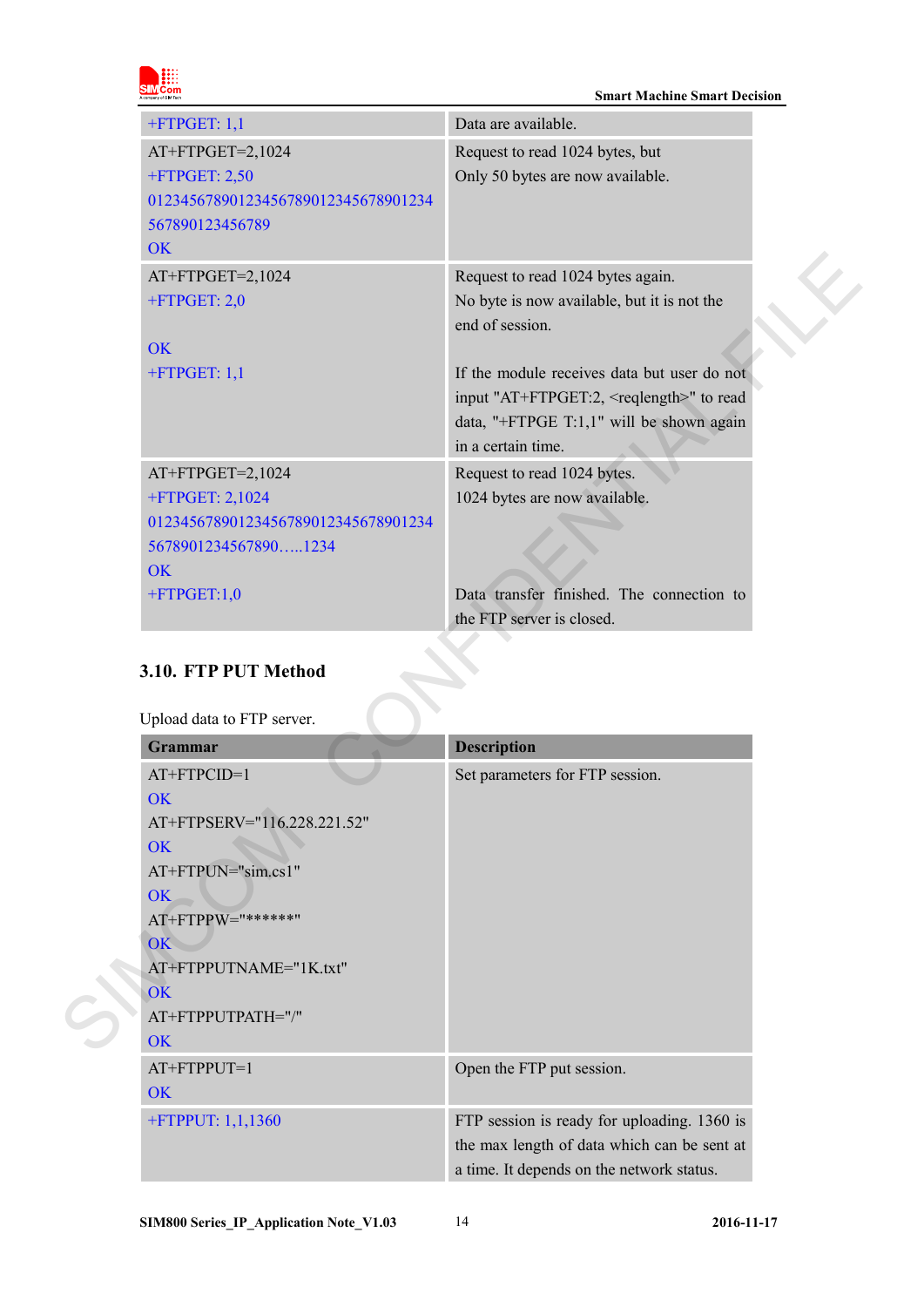| | |
|---|---|
| +FTPGET: 1,1 | Data are available. |
| AT+FTPGET=2,1024<br>+FTPGET: 2,50<br>012345678901234567890123456789012345678901234567890123456789<br>OK | Request to read 1024 bytes, but<br>Only 50 bytes are now available. |
| AT+FTPGET=2,1024<br>+FTPGET: 2,0<br><br>OK<br>+FTPGET: 1,1 | Request to read 1024 bytes again.<br>No byte is now available, but it is not the end of session.<br><br>If the module receives data but user do not input "AT+FTPGET:2, <reqlength>" to read data, "+FTPGE T:1,1" will be shown again in a certain time. |
| AT+FTPGET=2,1024<br>+FTPGET: 2,1024<br>0123456789012345678901234567890123456789012345678901234567890.....1234<br>OK<br>+FTPGET:1,0 | Request to read 1024 bytes.<br>1024 bytes are now available.<br><br><br><br>Data transfer finished. The connection to the FTP server is closed. |

## 3.10. FTP PUT Method

Upload data to FTP server.

| Grammar | Description |
|---|---|
| AT+FTPCID=1<br>OK<br>AT+FTPSERV="116.228.221.52"<br>OK<br>AT+FTPUN="sim.cs1"<br>OK<br>AT+FTPPW="******"<br>OK<br>AT+FTPPUTNAME="1K.txt"<br>OK<br>AT+FTPPUTPATH="/"<br>OK | Set parameters for FTP session. |
| AT+FTPPUT=1<br>OK | Open the FTP put session. |
| +FTPPUT: 1,1,1360 | FTP session is ready for uploading. 1360 is the max length of data which can be sent at a time. It depends on the network status. |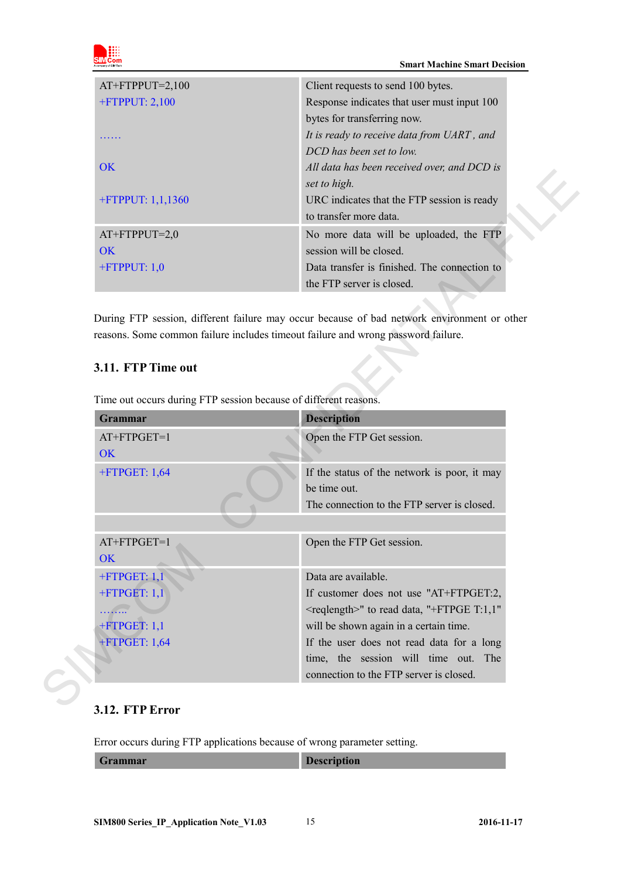| | |
|---|---|
| AT+FTPPUT=2,100<br>+FTPPUT: 2,100<br><br>……<br><br>OK<br><br>+FTPPUT: 1,1,1360 | Client requests to send 100 bytes.<br>Response indicates that user must input 100 bytes for transferring now.<br>*It is ready to receive data from UART , and DCD has been set to low.*<br>*All data has been received over, and DCD is set to high.*<br>URC indicates that the FTP session is ready to transfer more data. |
| AT+FTPPUT=2,0<br>OK<br>+FTPPUT: 1,0 | No more data will be uploaded, the FTP session will be closed.<br>Data transfer is finished. The connection to the FTP server is closed. |

During FTP session, different failure may occur because of bad network environment or other reasons. Some common failure includes timeout failure and wrong password failure.

## 3.11. FTP Time out

Time out occurs during FTP session because of different reasons.

| Grammar | Description |
|---|---|
| AT+FTPGET=1<br>OK | Open the FTP Get session. |
| +FTPGET: 1,64 | If the status of the network is poor, it may be time out.<br>The connection to the FTP server is closed. |
| | |
| AT+FTPGET=1<br>OK | Open the FTP Get session. |
| +FTPGET: 1,1<br>+FTPGET: 1,1<br>……..<br>+FTPGET: 1,1<br>+FTPGET: 1,64 | Data are available.<br>If customer does not use "AT+FTPGET:2,<reqlength>" to read data, "+FTPGE T:1,1" will be shown again in a certain time.<br>If the user does not read data for a long time, the session will time out. The connection to the FTP server is closed. |

## 3.12. FTP Error

Error occurs during FTP applications because of wrong parameter setting.

| Grammar | Description |
|---|---|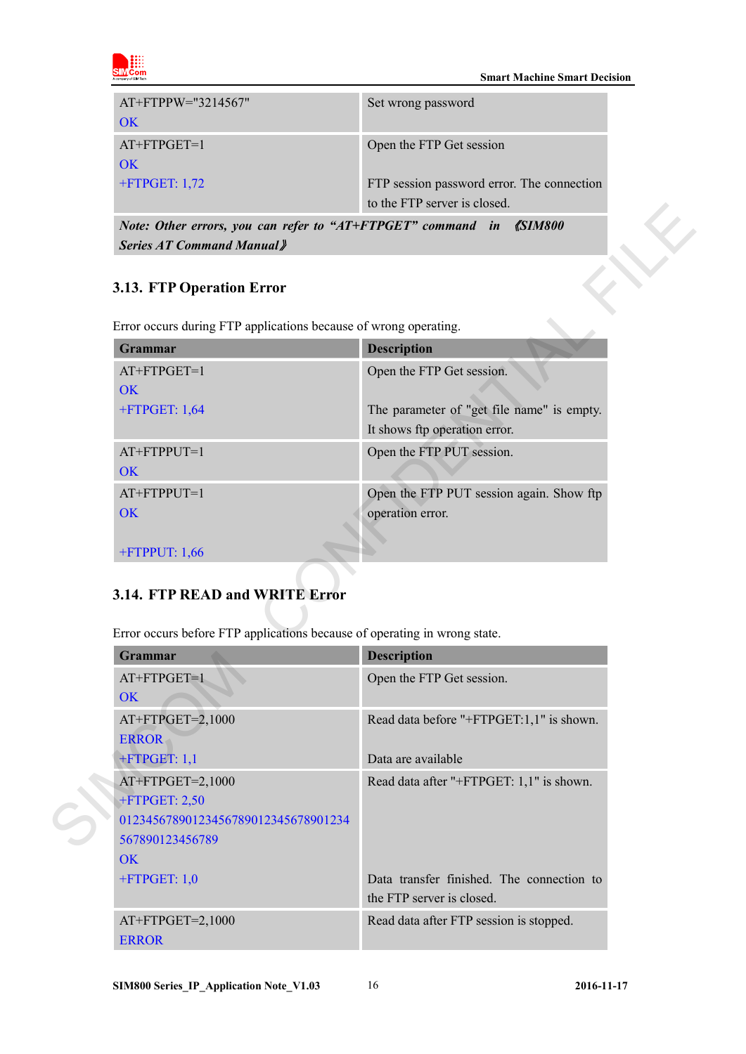| | |
|---|---|
| AT+FTPPW="3214567"<br>OK | Set wrong password |
| AT+FTPGET=1<br>OK<br>+FTPGET: 1,72 | Open the FTP Get session<br><br>FTP session password error. The connection to the FTP server is closed. |
| *Note: Other errors, you can refer to "AT+FTPGET" command in 《SIM800 Series AT Command Manual》* | |

### 3.13. FTP Operation Error

Error occurs during FTP applications because of wrong operating.

| Grammar | Description |
|---|---|
| AT+FTPGET=1<br>OK<br>+FTPGET: 1,64 | Open the FTP Get session.<br><br>The parameter of "get file name" is empty. It shows ftp operation error. |
| AT+FTPPUT=1<br>OK | Open the FTP PUT session. |
| AT+FTPPUT=1<br>OK<br><br>+FTPPUT: 1,66 | Open the FTP PUT session again. Show ftp operation error. |

### 3.14. FTP READ and WRITE Error

Error occurs before FTP applications because of operating in wrong state.

| Grammar | Description |
|---|---|
| AT+FTPGET=1<br>OK | Open the FTP Get session. |
| AT+FTPGET=2,1000<br>ERROR<br>+FTPGET: 1,1 | Read data before "+FTPGET:1,1" is shown.<br><br>Data are available |
| AT+FTPGET=2,1000<br>+FTPGET: 2,50<br>01234567890123456789012345678901234567890123456789<br>OK<br>+FTPGET: 1,0 | Read data after "+FTPGET: 1,1" is shown.<br><br>Data transfer finished. The connection to the FTP server is closed. |
| AT+FTPGET=2,1000<br>ERROR | Read data after FTP session is stopped. |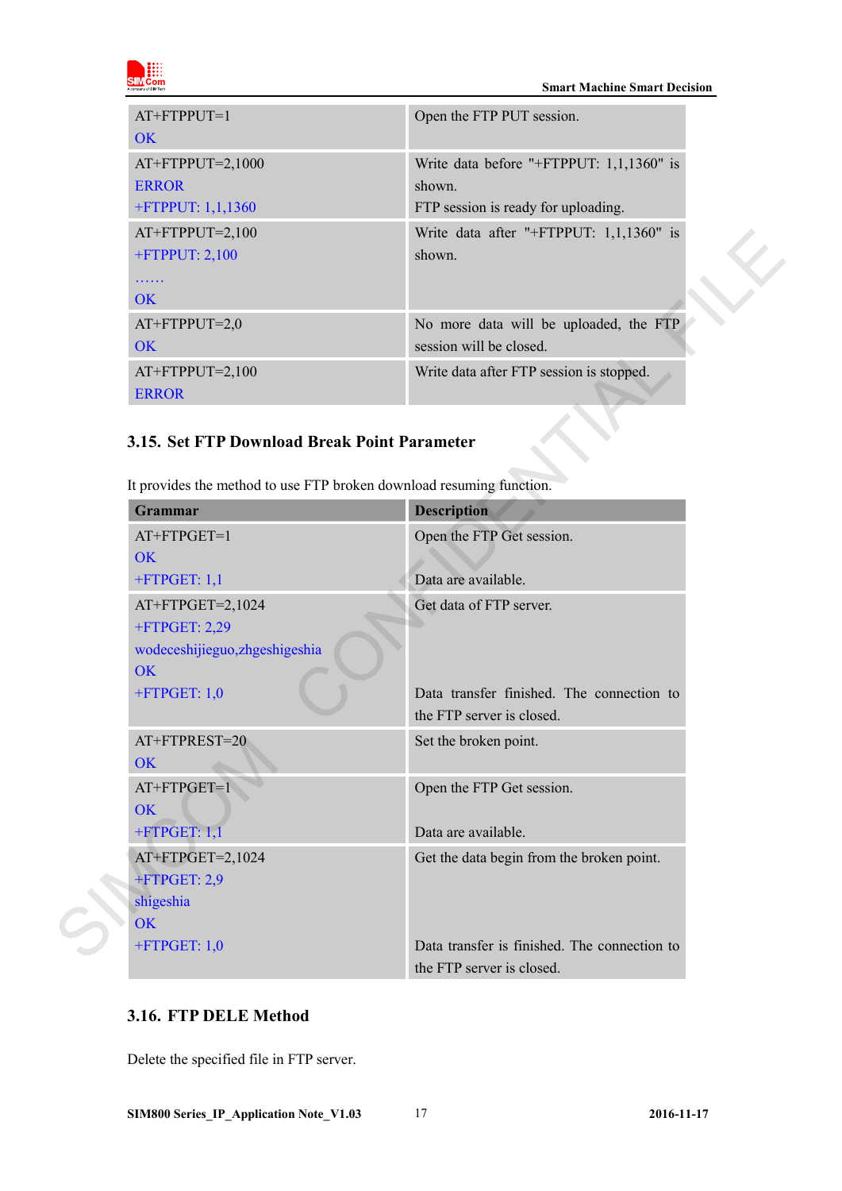| | |
|---|---|
| AT+FTPPUT=1<br>OK | Open the FTP PUT session. |
| AT+FTPPUT=2,1000<br>ERROR<br>+FTPPUT: 1,1,1360 | Write data before "+FTPPUT: 1,1,1360" is shown.<br>FTP session is ready for uploading. |
| AT+FTPPUT=2,100<br>+FTPPUT: 2,100<br>……<br>OK | Write data after "+FTPPUT: 1,1,1360" is shown. |
| AT+FTPPUT=2,0<br>OK | No more data will be uploaded, the FTP session will be closed. |
| AT+FTPPUT=2,100<br>ERROR | Write data after FTP session is stopped. |

## 3.15. Set FTP Download Break Point Parameter

It provides the method to use FTP broken download resuming function.

| Grammar | Description |
|---|---|
| AT+FTPGET=1<br>OK<br>+FTPGET: 1,1 | Open the FTP Get session.<br><br>Data are available. |
| AT+FTPGET=2,1024<br>+FTPGET: 2,29<br>wodeceshijieguo,zhgeshigeshia<br>OK<br>+FTPGET: 1,0 | Get data of FTP server.<br><br><br><br>Data transfer finished. The connection to the FTP server is closed. |
| AT+FTPREST=20<br>OK | Set the broken point. |
| AT+FTPGET=1<br>OK<br>+FTPGET: 1,1 | Open the FTP Get session.<br><br>Data are available. |
| AT+FTPGET=2,1024<br>+FTPGET: 2,9<br>shigeshia<br>OK<br>+FTPGET: 1,0 | Get the data begin from the broken point.<br><br><br><br>Data transfer is finished. The connection to the FTP server is closed. |

## 3.16. FTP DELE Method

Delete the specified file in FTP server.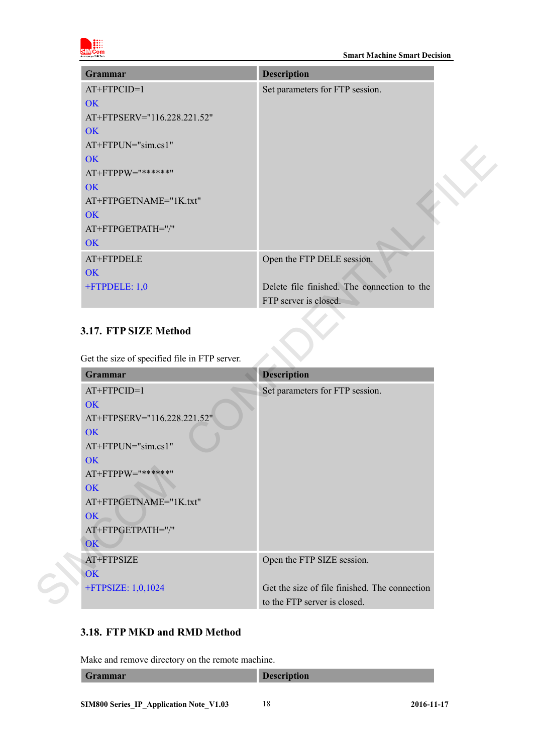| Grammar | Description |
| --- | --- |
| AT+FTPCID=1<br>OK<br>AT+FTPSERV="116.228.221.52"<br>OK<br>AT+FTPUN="sim.cs1"<br>OK<br>AT+FTPPW="******"<br>OK<br>AT+FTPGETNAME="1K.txt"<br>OK<br>AT+FTPGETPATH="/"<br>OK | Set parameters for FTP session. |
| AT+FTPDELE<br>OK<br>+FTPDELE: 1,0 | Open the FTP DELE session.<br><br>Delete file finished. The connection to the FTP server is closed. |

### 3.17. FTP SIZE Method

Get the size of specified file in FTP server.

| Grammar | Description |
| --- | --- |
| AT+FTPCID=1<br>OK<br>AT+FTPSERV="116.228.221.52"<br>OK<br>AT+FTPUN="sim.cs1"<br>OK<br>AT+FTPPW="******"<br>OK<br>AT+FTPGETNAME="1K.txt"<br>OK<br>AT+FTPGETPATH="/"<br>OK | Set parameters for FTP session. |
| AT+FTPSIZE<br>OK<br>+FTPSIZE: 1,0,1024 | Open the FTP SIZE session.<br><br>Get the size of file finished. The connection to the FTP server is closed. |

### 3.18. FTP MKD and RMD Method

Make and remove directory on the remote machine.

| Grammar | Description |
| --- | --- |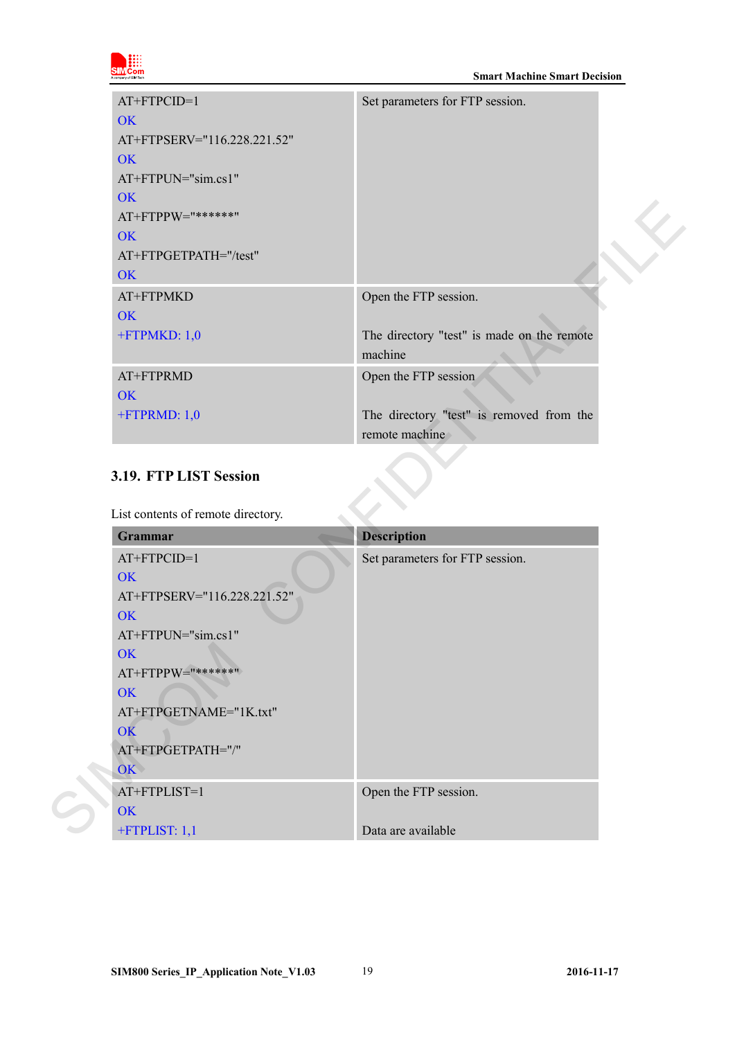| | |
|---|---|
| AT+FTPCID=1<br>OK<br>AT+FTPSERV="116.228.221.52"<br>OK<br>AT+FTPUN="sim.cs1"<br>OK<br>AT+FTPPW="******"<br>OK<br>AT+FTPGETPATH="/test"<br>OK | Set parameters for FTP session. |
| AT+FTPMKD<br>OK<br>+FTPMKD: 1,0 | Open the FTP session.<br><br>The directory "test" is made on the remote machine |
| AT+FTPRMD<br>OK<br>+FTPRMD: 1,0 | Open the FTP session<br><br>The directory "test" is removed from the remote machine |

## 3.19. FTP LIST Session

List contents of remote directory.

| Grammar | Description |
|---|---|
| AT+FTPCID=1<br>OK<br>AT+FTPSERV="116.228.221.52"<br>OK<br>AT+FTPUN="sim.cs1"<br>OK<br>AT+FTPPW="******"<br>OK<br>AT+FTPGETNAME="1K.txt"<br>OK<br>AT+FTPGETPATH="/"<br>OK | Set parameters for FTP session. |
| AT+FTPLIST=1<br>OK<br>+FTPLIST: 1,1 | Open the FTP session.<br><br>Data are available |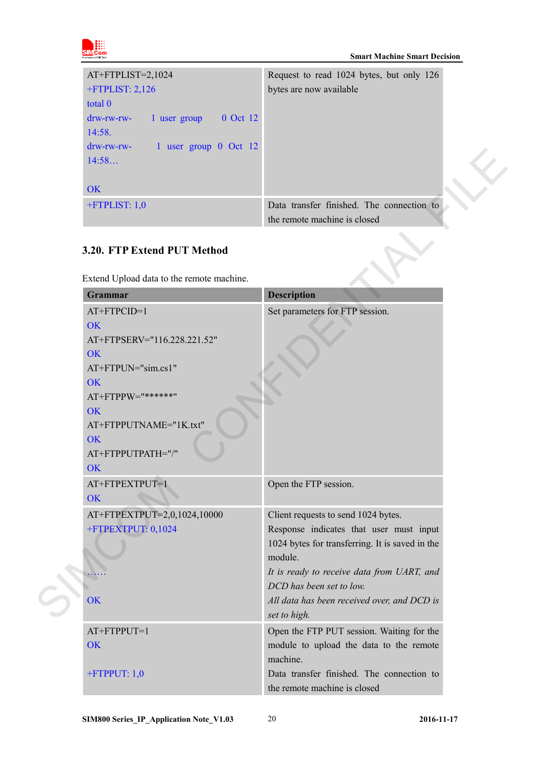| | |
|---|---|
| AT+FTPLIST=2,1024<br>+FTPLIST: 2,126<br>total 0<br>drw-rw-rw- 1 user group 0 Oct 12 14:58.<br>drw-rw-rw- 1 user group 0 Oct 12 14:58…<br><br>OK | Request to read 1024 bytes, but only 126 bytes are now available |
| +FTPLIST: 1,0 | Data transfer finished. The connection to the remote machine is closed |

## 3.20. FTP Extend PUT Method

Extend Upload data to the remote machine.

| Grammar | Description |
|---|---|
| AT+FTPCID=1<br>OK<br>AT+FTPSERV="116.228.221.52"<br>OK<br>AT+FTPUN="sim.cs1"<br>OK<br>AT+FTPPW="******"<br>OK<br>AT+FTPPUTNAME="1K.txt"<br>OK<br>AT+FTPPUTPATH="/"<br>OK | Set parameters for FTP session. |
| AT+FTPEXTPUT=1<br>OK | Open the FTP session. |
| AT+FTPEXTPUT=2,0,1024,10000<br>+FTPEXTPUT: 0,1024<br><br>……<br><br>OK | Client requests to send 1024 bytes.<br>Response indicates that user must input 1024 bytes for transferring. It is saved in the module.<br>*It is ready to receive data from UART, and DCD has been set to low.*<br>*All data has been received over, and DCD is set to high.* |
| AT+FTPPUT=1<br>OK<br><br>+FTPPUT: 1,0 | Open the FTP PUT session. Waiting for the module to upload the data to the remote machine.<br>Data transfer finished. The connection to the remote machine is closed |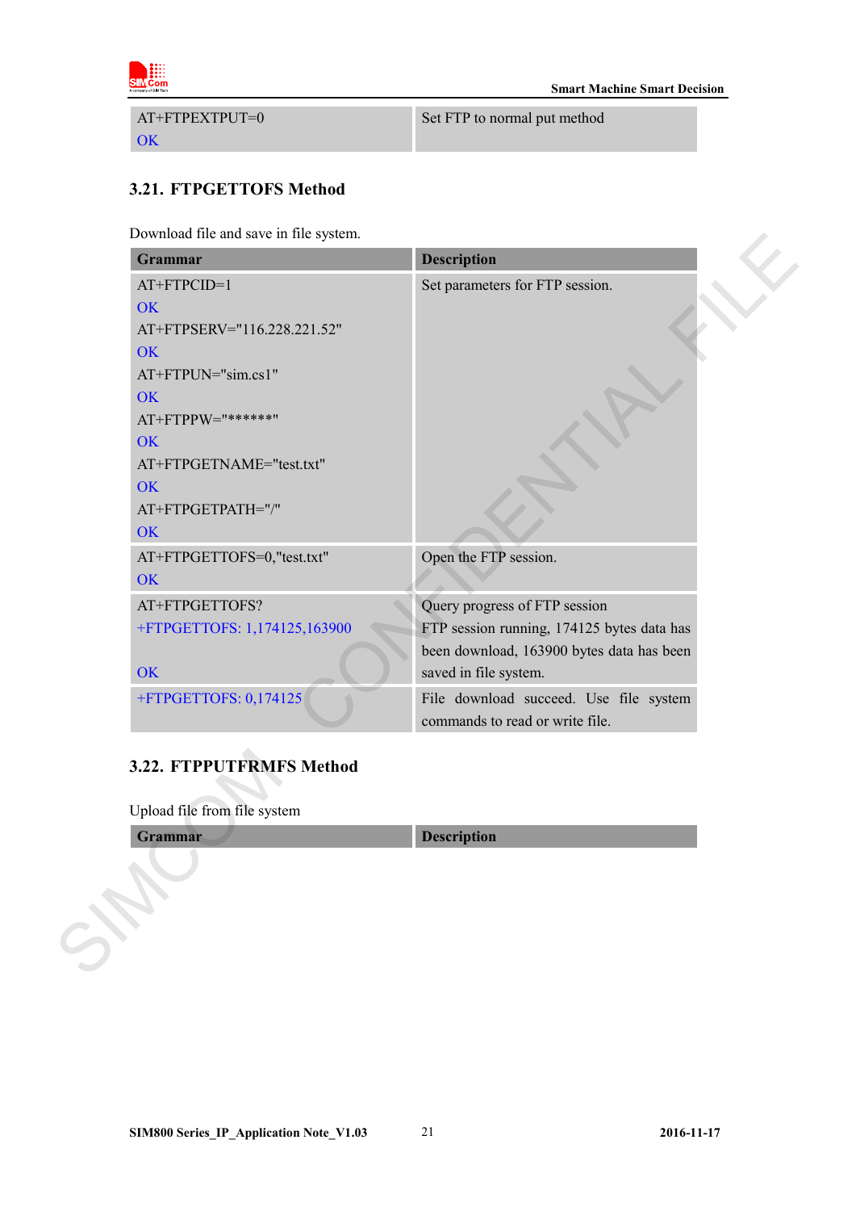| AT+FTPEXTPUT=0<br>OK | Set FTP to normal put method |
|---|---|

## 3.21. FTPGETTOFS Method

Download file and save in file system.

| Grammar | Description |
|---|---|
| AT+FTPCID=1<br>OK<br>AT+FTPSERV="116.228.221.52"<br>OK<br>AT+FTPUN="sim.cs1"<br>OK<br>AT+FTPPW="******"<br>OK<br>AT+FTPGETNAME="test.txt"<br>OK<br>AT+FTPGETPATH="/"<br>OK | Set parameters for FTP session. |
| AT+FTPGETTOFS=0,"test.txt"<br>OK | Open the FTP session. |
| AT+FTPGETTOFS?<br>+FTPGETTOFS: 1,174125,163900<br><br>OK | Query progress of FTP session<br>FTP session running, 174125 bytes data has been download, 163900 bytes data has been saved in file system. |
| +FTPGETTOFS: 0,174125 | File download succeed. Use file system commands to read or write file. |

## 3.22. FTPPUTFRMFS Method

Upload file from file system

| Grammar | Description |
|---|---|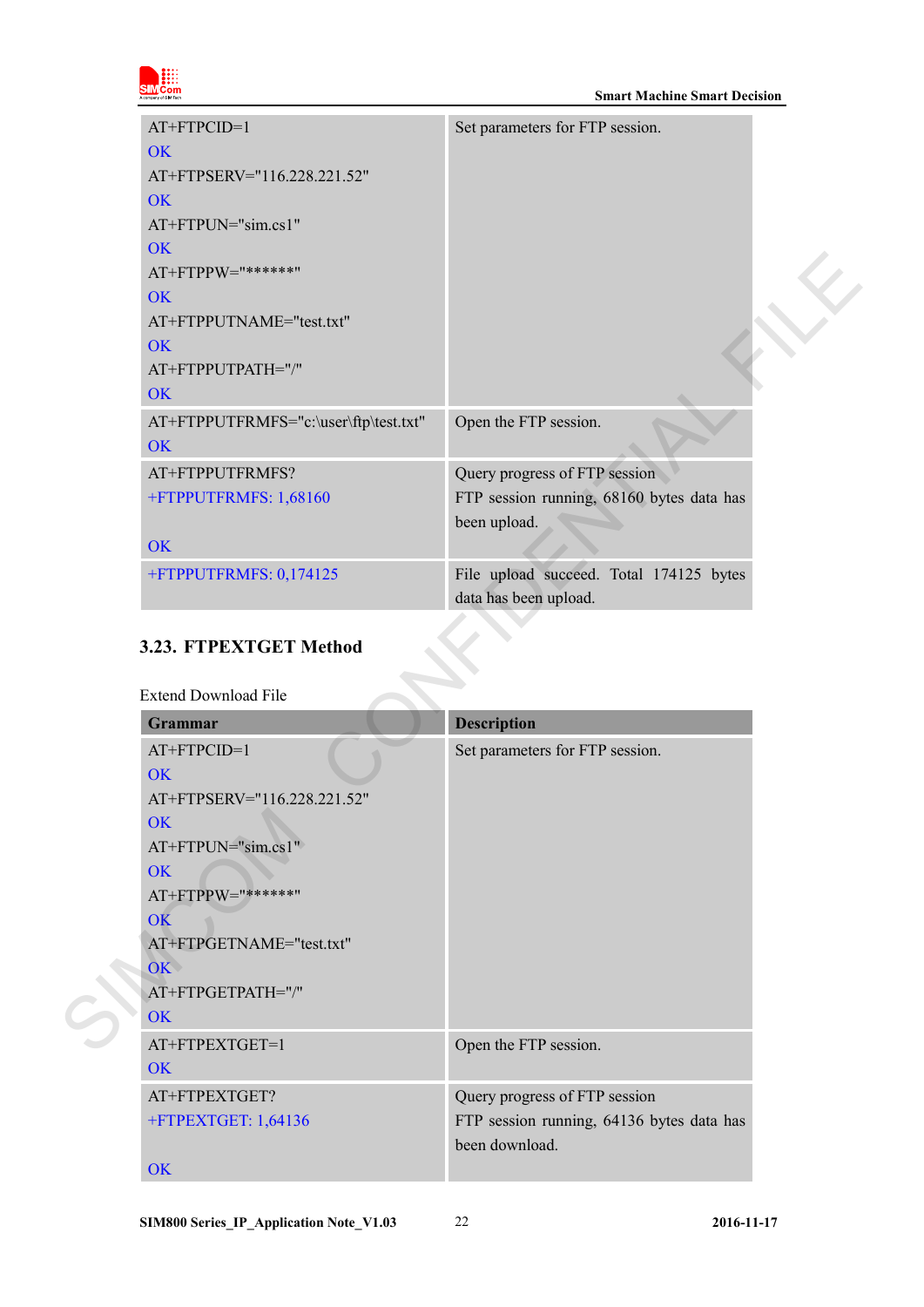| | |
|---|---|
| AT+FTPCID=1<br>OK<br>AT+FTPSERV="116.228.221.52"<br>OK<br>AT+FTPUN="sim.cs1"<br>OK<br>AT+FTPPW="******"<br>OK<br>AT+FTPPUTNAME="test.txt"<br>OK<br>AT+FTPPUTPATH="/"<br>OK | Set parameters for FTP session. |
| AT+FTPPUTFRMFS="c:\user\ftp\test.txt"<br>OK | Open the FTP session. |
| AT+FTPPUTFRMFS?<br>+FTPPUTFRMFS: 1,68160<br><br>OK | Query progress of FTP session<br>FTP session running, 68160 bytes data has been upload. |
| +FTPPUTFRMFS: 0,174125 | File upload succeed. Total 174125 bytes data has been upload. |

### 3.23. FTPEXTGET Method

Extend Download File

| Grammar | Description |
|---|---|
| AT+FTPCID=1<br>OK<br>AT+FTPSERV="116.228.221.52"<br>OK<br>AT+FTPUN="sim.cs1"<br>OK<br>AT+FTPPW="******"<br>OK<br>AT+FTPGETNAME="test.txt"<br>OK<br>AT+FTPGETPATH="/"<br>OK | Set parameters for FTP session. |
| AT+FTPEXTGET=1<br>OK | Open the FTP session. |
| AT+FTPEXTGET?<br>+FTPEXTGET: 1,64136<br><br>OK | Query progress of FTP session<br>FTP session running, 64136 bytes data has been download. |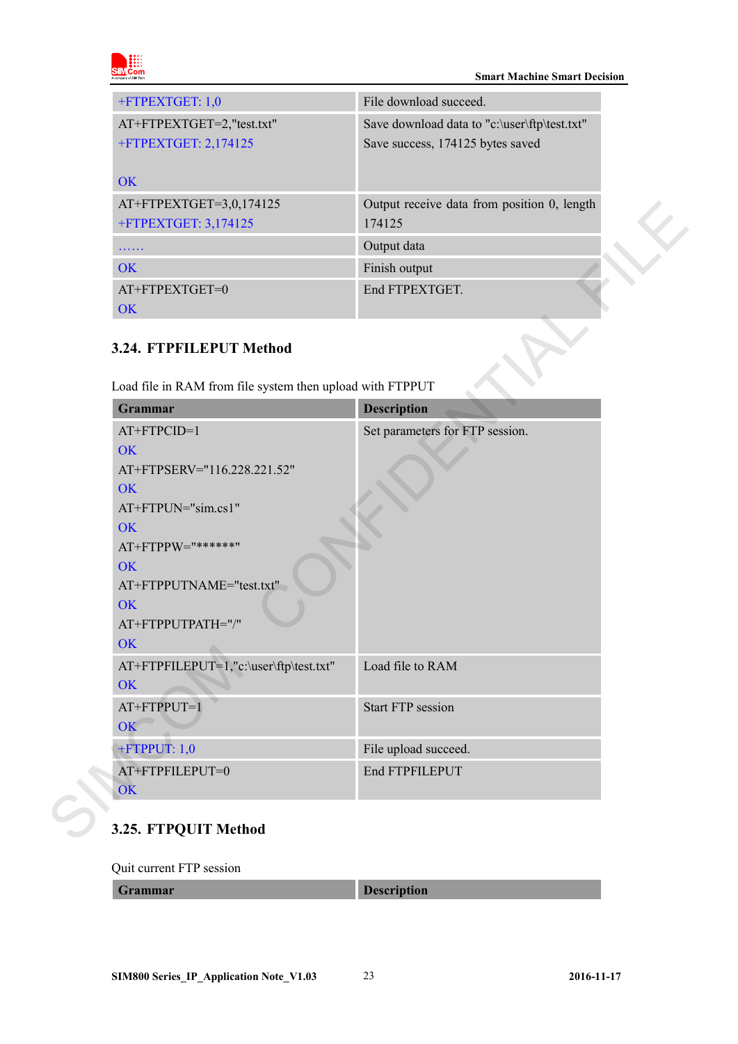| | |
|---|---|
| +FTPEXTGET: 1,0 | File download succeed. |
| AT+FTPEXTGET=2,"test.txt"<br>+FTPEXTGET: 2,174125<br><br>OK | Save download data to "c:\user\ftp\test.txt"<br>Save success, 174125 bytes saved |
| AT+FTPEXTGET=3,0,174125<br>+FTPEXTGET: 3,174125 | Output receive data from position 0, length 174125 |
| …… | Output data |
| OK | Finish output |
| AT+FTPEXTGET=0<br>OK | End FTPEXTGET. |

### 3.24. FTPFILEPUT Method

Load file in RAM from file system then upload with FTPPUT

| Grammar | Description |
|---|---|
| AT+FTPCID=1<br>OK<br>AT+FTPSERV="116.228.221.52"<br>OK<br>AT+FTPUN="sim.cs1"<br>OK<br>AT+FTPPW="******"<br>OK<br>AT+FTPPUTNAME="test.txt"<br>OK<br>AT+FTPPUTPATH="/"<br>OK | Set parameters for FTP session. |
| AT+FTPFILEPUT=1,"c:\user\ftp\test.txt"<br>OK | Load file to RAM |
| AT+FTPPUT=1<br>OK | Start FTP session |
| +FTPPUT: 1,0 | File upload succeed. |
| AT+FTPFILEPUT=0<br>OK | End FTPFILEPUT |

### 3.25. FTPQUIT Method

Quit current FTP session

| Grammar | Description |
|---|---|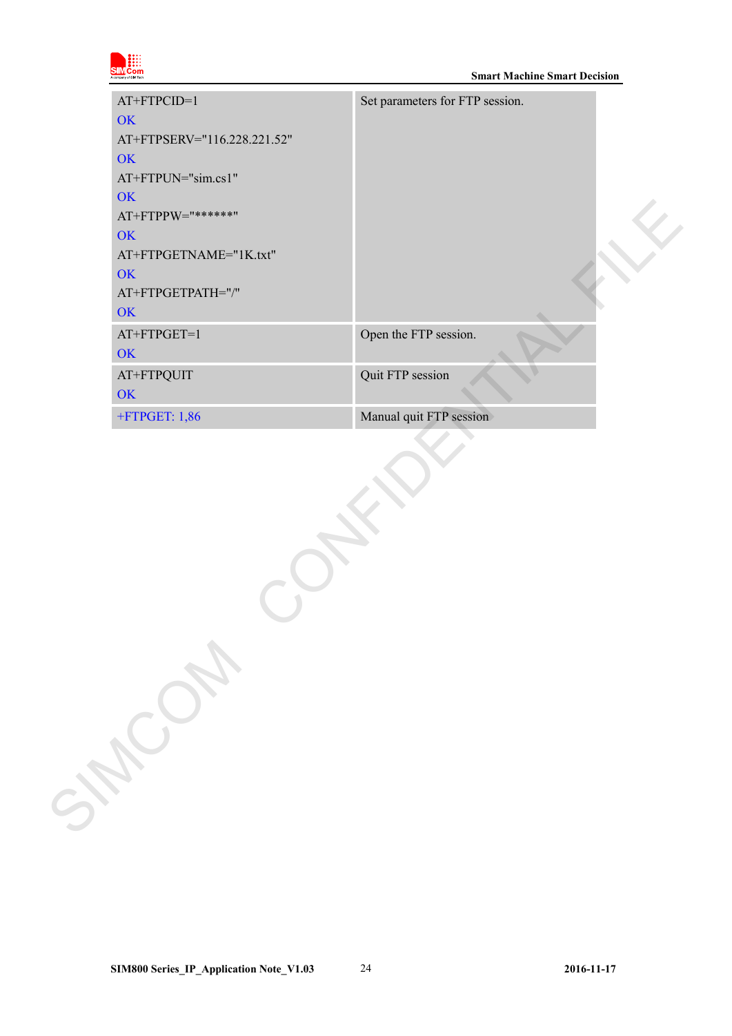| | |
|---|---|
| AT+FTPCID=1<br>OK<br>AT+FTPSERV="116.228.221.52"<br>OK<br>AT+FTPUN="sim.cs1"<br>OK<br>AT+FTPPW="******"<br>OK<br>AT+FTPGETNAME="1K.txt"<br>OK<br>AT+FTPGETPATH="/"<br>OK | Set parameters for FTP session. |
| AT+FTPGET=1<br>OK | Open the FTP session. |
| AT+FTPQUIT<br>OK | Quit FTP session |
| +FTPGET: 1,86 | Manual quit FTP session |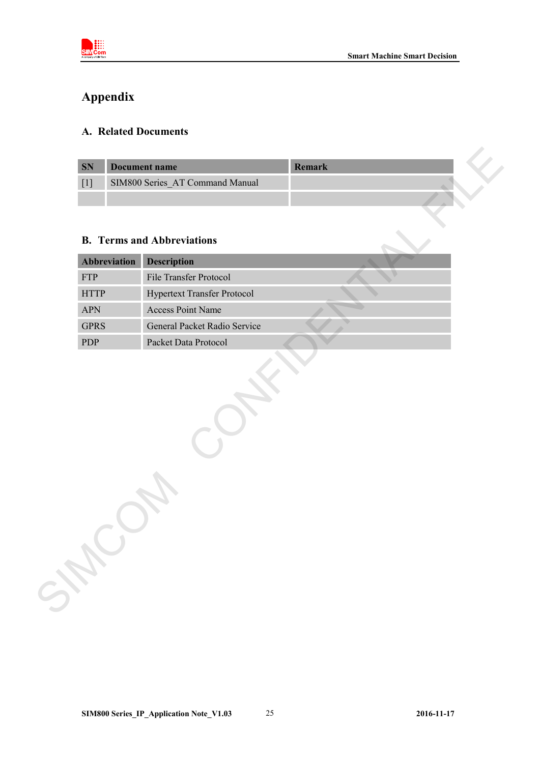# Appendix

## A. Related Documents

| SN | Document name | Remark |
|---|---|---|
| [1] | SIM800 Series_AT Command Manual | |
| | | |

## B. Terms and Abbreviations

| Abbreviation | Description |
|---|---|
| FTP | File Transfer Protocol |
| HTTP | Hypertext Transfer Protocol |
| APN | Access Point Name |
| GPRS | General Packet Radio Service |
| PDP | Packet Data Protocol |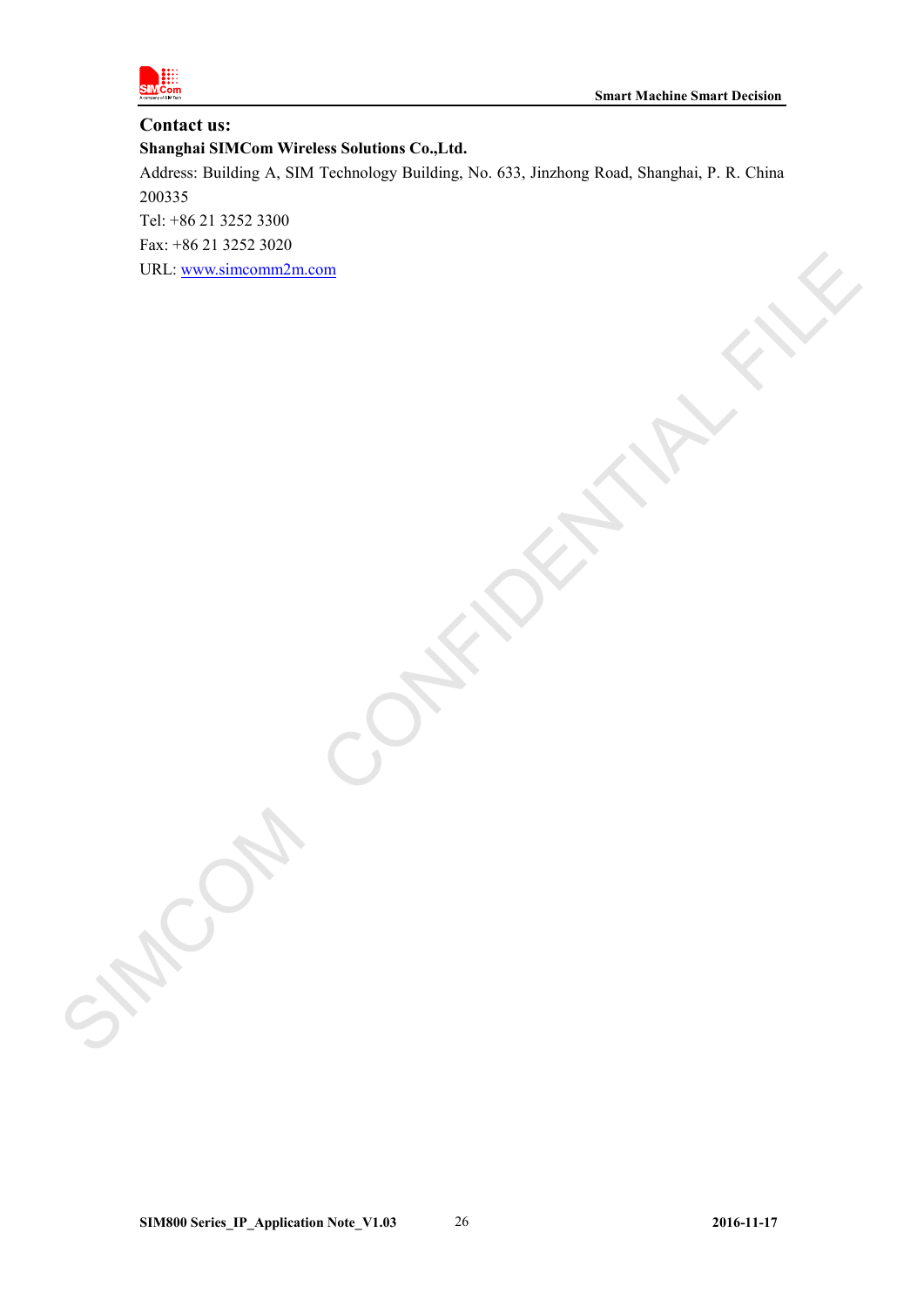**Contact us:**

**Shanghai SIMCom Wireless Solutions Co.,Ltd.**

Address: Building A, SIM Technology Building, No. 633, Jinzhong Road, Shanghai, P. R. China 200335

Tel: +86 21 3252 3300

Fax: +86 21 3252 3020

URL: [www.simcomm2m.com](http://www.simcomm2m.com)